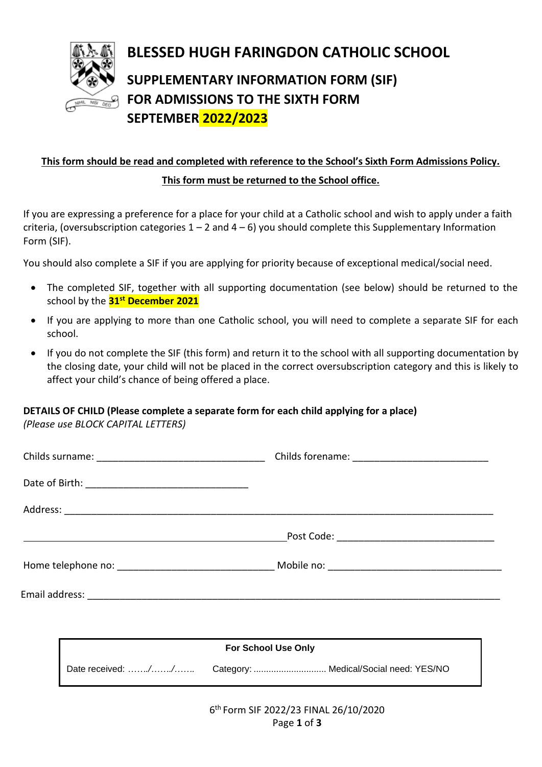# BLESSED HUGH FARINGDON CATHOLIC SCHOOL

## SUPPLEMENTARY INFORMATION FORM (SIF) FOR ADMISSIONS TO THE SIXTH FORM SEPTEMBER 2022/2023

**This form should be read and completed with reference to the School's Sixth Form Admissions Policy.**

**This form must be returned to the School office.**

If you are expressing a preference for a place for your child at a Catholic school and wish to apply under a faith criteria, (oversubscription categories 1 – 2 and 4 – 6) you should complete this Supplementary Information Form (SIF).

You should also complete a SIF if you are applying for priority because of exceptional medical/social need.

- The completed SIF, together with all supporting documentation (see below) should be returned to the school by the **31st December 2021**
- If you are applying to more than one Catholic school, you will need to complete a separate SIF for each school.
- If you do not complete the SIF (this form) and return it to the school with all supporting documentation by the closing date, your child will not be placed in the correct oversubscription category and this is likely to affect your child's chance of being offered a place.

**DETAILS OF CHILD (Please complete a separate form for each child applying for a place)**
*(Please use BLOCK CAPITAL LETTERS)*

Childs surname: ______________________________ Childs forename: ________________________

Date of Birth: _____________________________

Address: ______________________________________________________________________________

_______________________________________________ Post Code: ____________________________

Home telephone no: ____________________________ Mobile no: _______________________________

Email address: __________________________________________________________________________

| For School Use Only | | |
|---|---|---|
| Date received: ……./……./……. | Category: ............................ | Medical/Social need: YES/NO |

6th Form SIF 2022/23 FINAL 26/10/2020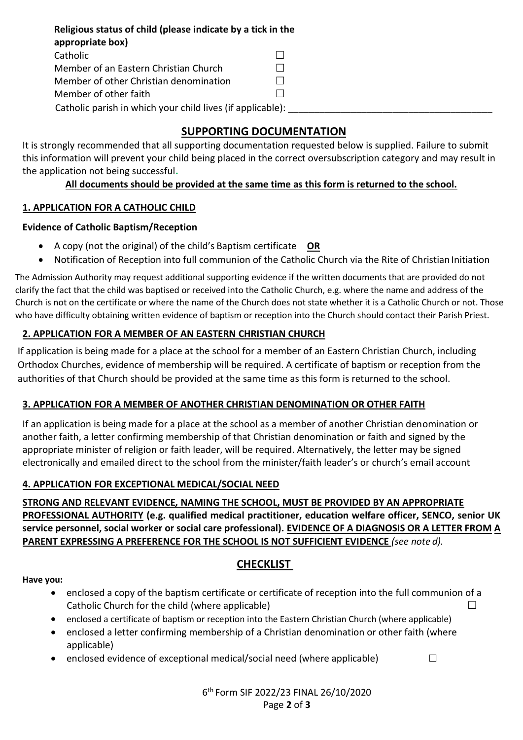**Religious status of child (please indicate by a tick in the appropriate box)**

Catholic ☐
Member of an Eastern Christian Church ☐
Member of other Christian denomination ☐
Member of other faith ☐

Catholic parish in which your child lives (if applicable): ______________________________________

## SUPPORTING DOCUMENTATION

It is strongly recommended that all supporting documentation requested below is supplied. Failure to submit this information will prevent your child being placed in the correct oversubscription category and may result in the application not being successful.

**All documents should be provided at the same time as this form is returned to the school.**

### 1. APPLICATION FOR A CATHOLIC CHILD

**Evidence of Catholic Baptism/Reception**

- A copy (not the original) of the child's Baptism certificate **OR**
- Notification of Reception into full communion of the Catholic Church via the Rite of Christian Initiation

The Admission Authority may request additional supporting evidence if the written documents that are provided do not clarify the fact that the child was baptised or received into the Catholic Church, e.g. where the name and address of the Church is not on the certificate or where the name of the Church does not state whether it is a Catholic Church or not. Those who have difficulty obtaining written evidence of baptism or reception into the Church should contact their Parish Priest.

### 2. APPLICATION FOR A MEMBER OF AN EASTERN CHRISTIAN CHURCH

If application is being made for a place at the school for a member of an Eastern Christian Church, including Orthodox Churches, evidence of membership will be required. A certificate of baptism or reception from the authorities of that Church should be provided at the same time as this form is returned to the school.

### 3. APPLICATION FOR A MEMBER OF ANOTHER CHRISTIAN DENOMINATION OR OTHER FAITH

If an application is being made for a place at the school as a member of another Christian denomination or another faith, a letter confirming membership of that Christian denomination or faith and signed by the appropriate minister of religion or faith leader, will be required. Alternatively, the letter may be signed electronically and emailed direct to the school from the minister/faith leader's or church's email account

### 4. APPLICATION FOR EXCEPTIONAL MEDICAL/SOCIAL NEED

**STRONG AND RELEVANT EVIDENCE, NAMING THE SCHOOL, MUST BE PROVIDED BY AN APPROPRIATE PROFESSIONAL AUTHORITY (e.g. qualified medical practitioner, education welfare officer, SENCO, senior UK service personnel, social worker or social care professional). EVIDENCE OF A DIAGNOSIS OR A LETTER FROM A PARENT EXPRESSING A PREFERENCE FOR THE SCHOOL IS NOT SUFFICIENT EVIDENCE** *(see note d).*

## CHECKLIST

**Have you:**

- enclosed a copy of the baptism certificate or certificate of reception into the full communion of a Catholic Church for the child (where applicable) ☐
- enclosed a certificate of baptism or reception into the Eastern Christian Church (where applicable)
- enclosed a letter confirming membership of a Christian denomination or other faith (where applicable)
- enclosed evidence of exceptional medical/social need (where applicable) ☐

6th Form SIF 2022/23 FINAL 26/10/2020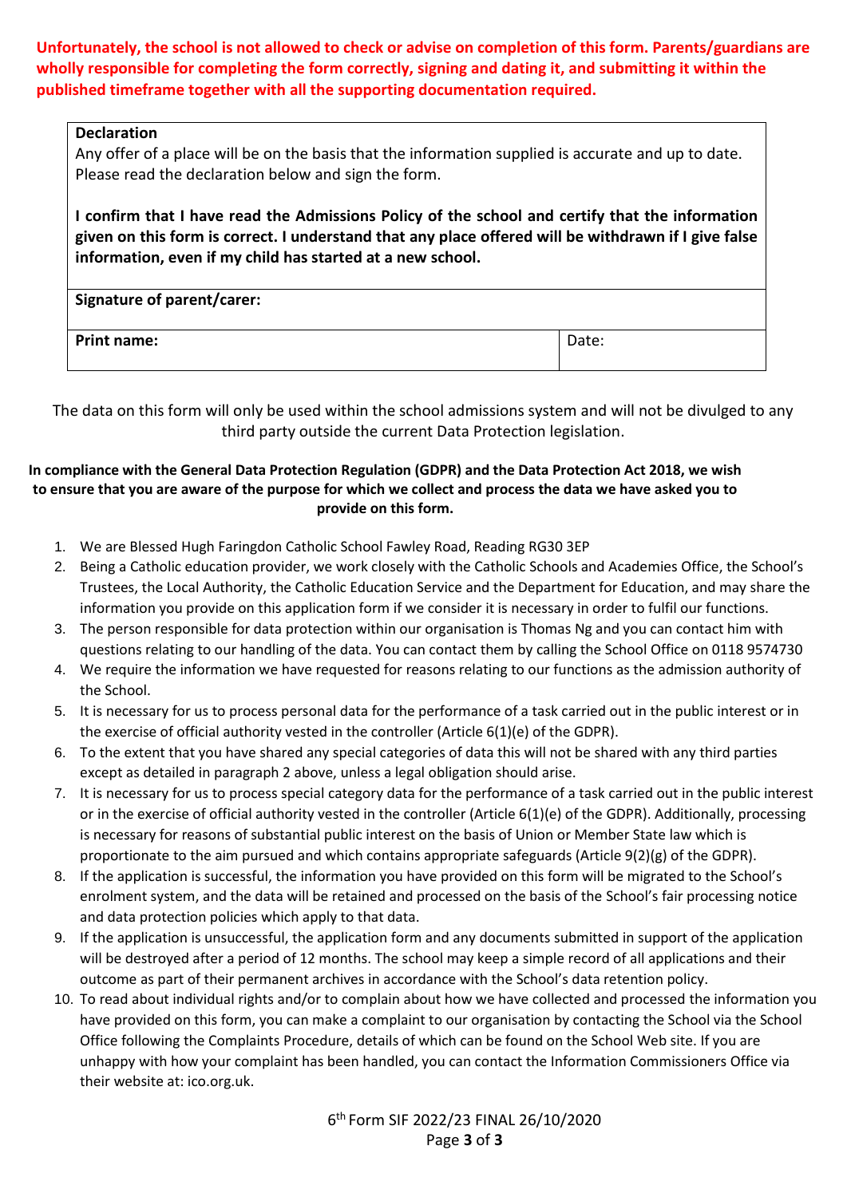**Unfortunately, the school is not allowed to check or advise on completion of this form. Parents/guardians are wholly responsible for completing the form correctly, signing and dating it, and submitting it within the published timeframe together with all the supporting documentation required.**

| | |
|---|---|
| **Declaration**<br>Any offer of a place will be on the basis that the information supplied is accurate and up to date. Please read the declaration below and sign the form.<br><br>**I confirm that I have read the Admissions Policy of the school and certify that the information given on this form is correct. I understand that any place offered will be withdrawn if I give false information, even if my child has started at a new school.** | |
| **Signature of parent/carer:** | |
| **Print name:** | Date: |

The data on this form will only be used within the school admissions system and will not be divulged to any third party outside the current Data Protection legislation.

**In compliance with the General Data Protection Regulation (GDPR) and the Data Protection Act 2018, we wish to ensure that you are aware of the purpose for which we collect and process the data we have asked you to provide on this form.**

1. We are Blessed Hugh Faringdon Catholic School Fawley Road, Reading RG30 3EP
2. Being a Catholic education provider, we work closely with the Catholic Schools and Academies Office, the School's Trustees, the Local Authority, the Catholic Education Service and the Department for Education, and may share the information you provide on this application form if we consider it is necessary in order to fulfil our functions.
3. The person responsible for data protection within our organisation is Thomas Ng and you can contact him with questions relating to our handling of the data. You can contact them by calling the School Office on 0118 9574730
4. We require the information we have requested for reasons relating to our functions as the admission authority of the School.
5. It is necessary for us to process personal data for the performance of a task carried out in the public interest or in the exercise of official authority vested in the controller (Article 6(1)(e) of the GDPR).
6. To the extent that you have shared any special categories of data this will not be shared with any third parties except as detailed in paragraph 2 above, unless a legal obligation should arise.
7. It is necessary for us to process special category data for the performance of a task carried out in the public interest or in the exercise of official authority vested in the controller (Article 6(1)(e) of the GDPR). Additionally, processing is necessary for reasons of substantial public interest on the basis of Union or Member State law which is proportionate to the aim pursued and which contains appropriate safeguards (Article 9(2)(g) of the GDPR).
8. If the application is successful, the information you have provided on this form will be migrated to the School's enrolment system, and the data will be retained and processed on the basis of the School's fair processing notice and data protection policies which apply to that data.
9. If the application is unsuccessful, the application form and any documents submitted in support of the application will be destroyed after a period of 12 months. The school may keep a simple record of all applications and their outcome as part of their permanent archives in accordance with the School's data retention policy.
10. To read about individual rights and/or to complain about how we have collected and processed the information you have provided on this form, you can make a complaint to our organisation by contacting the School via the School Office following the Complaints Procedure, details of which can be found on the School Web site. If you are unhappy with how your complaint has been handled, you can contact the Information Commissioners Office via their website at: ico.org.uk.

6th Form SIF 2022/23 FINAL 26/10/2020